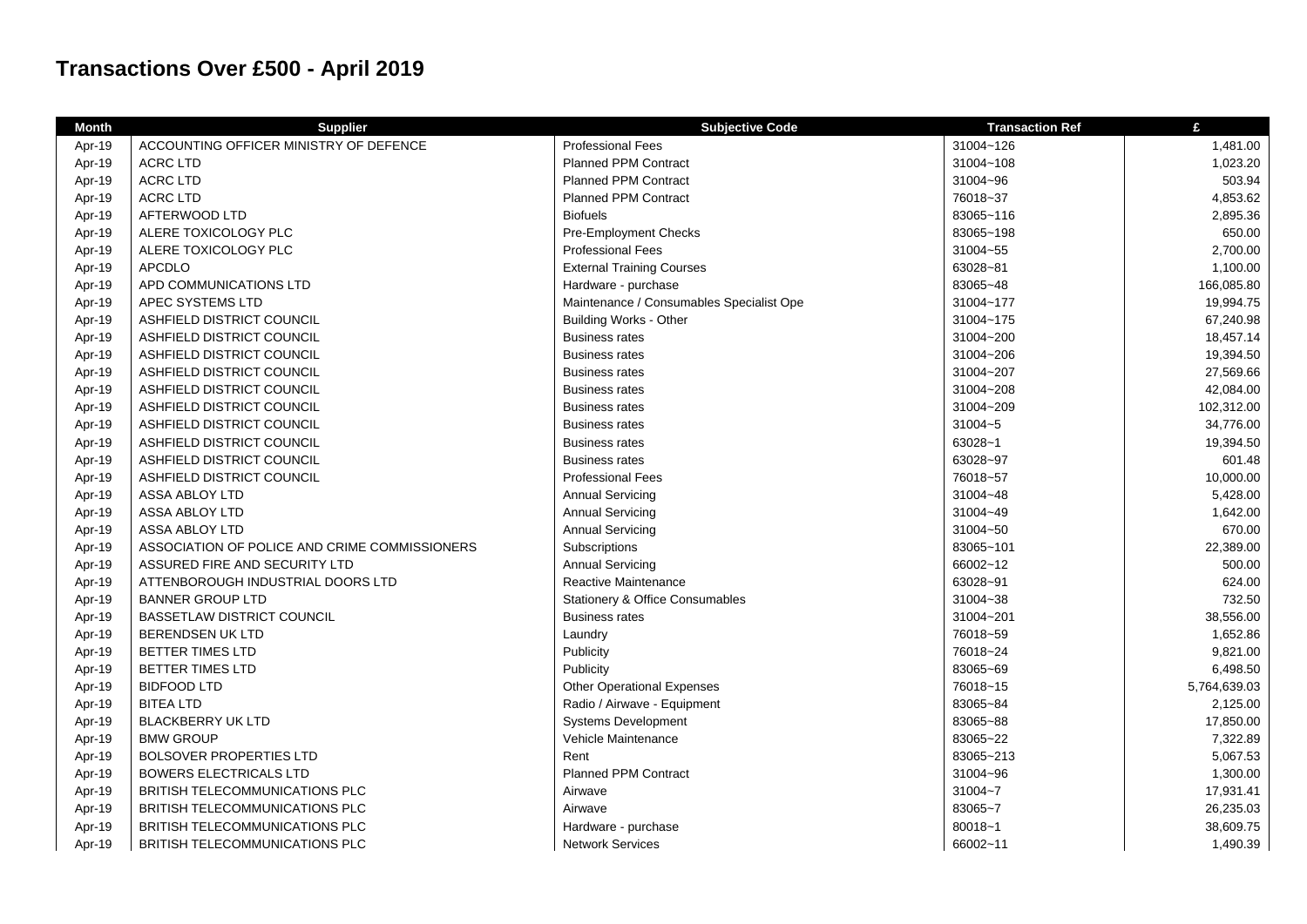# Transactions Over £500 - April 2019

| Month | Supplier | Subjective Code | Transaction Ref | £ |
|---|---|---|---|---|
| Apr-19 | ACCOUNTING OFFICER MINISTRY OF DEFENCE | Professional Fees | 31004~126 | 1,481.00 |
| Apr-19 | ACRC LTD | Planned PPM Contract | 31004~108 | 1,023.20 |
| Apr-19 | ACRC LTD | Planned PPM Contract | 31004~96 | 503.94 |
| Apr-19 | ACRC LTD | Planned PPM Contract | 76018~37 | 4,853.62 |
| Apr-19 | AFTERWOOD LTD | Biofuels | 83065~116 | 2,895.36 |
| Apr-19 | ALERE TOXICOLOGY PLC | Pre-Employment Checks | 83065~198 | 650.00 |
| Apr-19 | ALERE TOXICOLOGY PLC | Professional Fees | 31004~55 | 2,700.00 |
| Apr-19 | APCDLO | External Training Courses | 63028~81 | 1,100.00 |
| Apr-19 | APD COMMUNICATIONS LTD | Hardware - purchase | 83065~48 | 166,085.80 |
| Apr-19 | APEC SYSTEMS LTD | Maintenance / Consumables Specialist Ope | 31004~177 | 19,994.75 |
| Apr-19 | ASHFIELD DISTRICT COUNCIL | Building Works - Other | 31004~175 | 67,240.98 |
| Apr-19 | ASHFIELD DISTRICT COUNCIL | Business rates | 31004~200 | 18,457.14 |
| Apr-19 | ASHFIELD DISTRICT COUNCIL | Business rates | 31004~206 | 19,394.50 |
| Apr-19 | ASHFIELD DISTRICT COUNCIL | Business rates | 31004~207 | 27,569.66 |
| Apr-19 | ASHFIELD DISTRICT COUNCIL | Business rates | 31004~208 | 42,084.00 |
| Apr-19 | ASHFIELD DISTRICT COUNCIL | Business rates | 31004~209 | 102,312.00 |
| Apr-19 | ASHFIELD DISTRICT COUNCIL | Business rates | 31004~5 | 34,776.00 |
| Apr-19 | ASHFIELD DISTRICT COUNCIL | Business rates | 63028~1 | 19,394.50 |
| Apr-19 | ASHFIELD DISTRICT COUNCIL | Business rates | 63028~97 | 601.48 |
| Apr-19 | ASHFIELD DISTRICT COUNCIL | Professional Fees | 76018~57 | 10,000.00 |
| Apr-19 | ASSA ABLOY LTD | Annual Servicing | 31004~48 | 5,428.00 |
| Apr-19 | ASSA ABLOY LTD | Annual Servicing | 31004~49 | 1,642.00 |
| Apr-19 | ASSA ABLOY LTD | Annual Servicing | 31004~50 | 670.00 |
| Apr-19 | ASSOCIATION OF POLICE AND CRIME COMMISSIONERS | Subscriptions | 83065~101 | 22,389.00 |
| Apr-19 | ASSURED FIRE AND SECURITY LTD | Annual Servicing | 66002~12 | 500.00 |
| Apr-19 | ATTENBOROUGH INDUSTRIAL DOORS LTD | Reactive Maintenance | 63028~91 | 624.00 |
| Apr-19 | BANNER GROUP LTD | Stationery & Office Consumables | 31004~38 | 732.50 |
| Apr-19 | BASSETLAW DISTRICT COUNCIL | Business rates | 31004~201 | 38,556.00 |
| Apr-19 | BERENDSEN UK LTD | Laundry | 76018~59 | 1,652.86 |
| Apr-19 | BETTER TIMES LTD | Publicity | 76018~24 | 9,821.00 |
| Apr-19 | BETTER TIMES LTD | Publicity | 83065~69 | 6,498.50 |
| Apr-19 | BIDFOOD LTD | Other Operational Expenses | 76018~15 | 5,764,639.03 |
| Apr-19 | BITEA LTD | Radio / Airwave - Equipment | 83065~84 | 2,125.00 |
| Apr-19 | BLACKBERRY UK LTD | Systems Development | 83065~88 | 17,850.00 |
| Apr-19 | BMW GROUP | Vehicle Maintenance | 83065~22 | 7,322.89 |
| Apr-19 | BOLSOVER PROPERTIES LTD | Rent | 83065~213 | 5,067.53 |
| Apr-19 | BOWERS ELECTRICALS LTD | Planned PPM Contract | 31004~96 | 1,300.00 |
| Apr-19 | BRITISH TELECOMMUNICATIONS PLC | Airwave | 31004~7 | 17,931.41 |
| Apr-19 | BRITISH TELECOMMUNICATIONS PLC | Airwave | 83065~7 | 26,235.03 |
| Apr-19 | BRITISH TELECOMMUNICATIONS PLC | Hardware - purchase | 80018~1 | 38,609.75 |
| Apr-19 | BRITISH TELECOMMUNICATIONS PLC | Network Services | 66002~11 | 1,490.39 |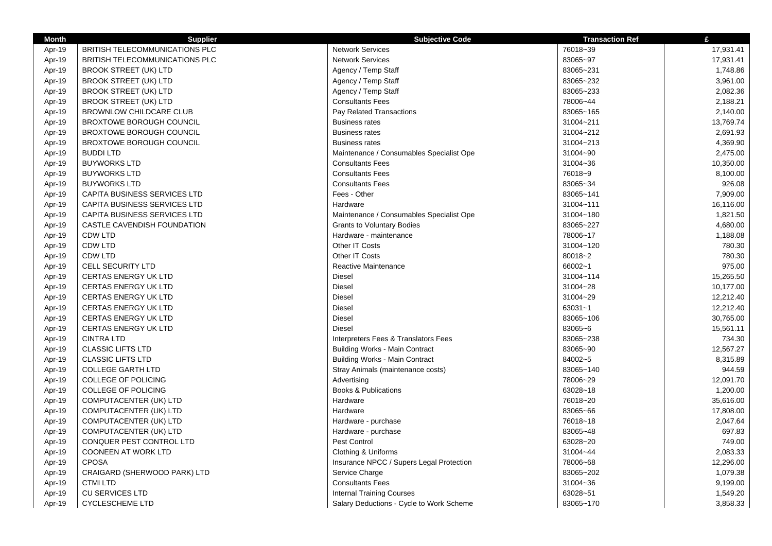| Month | Supplier | Subjective Code | Transaction Ref | £ |
|---|---|---|---|---|
| Apr-19 | BRITISH TELECOMMUNICATIONS PLC | Network Services | 76018~39 | 17,931.41 |
| Apr-19 | BRITISH TELECOMMUNICATIONS PLC | Network Services | 83065~97 | 17,931.41 |
| Apr-19 | BROOK STREET (UK) LTD | Agency / Temp Staff | 83065~231 | 1,748.86 |
| Apr-19 | BROOK STREET (UK) LTD | Agency / Temp Staff | 83065~232 | 3,961.00 |
| Apr-19 | BROOK STREET (UK) LTD | Agency / Temp Staff | 83065~233 | 2,082.36 |
| Apr-19 | BROOK STREET (UK) LTD | Consultants Fees | 78006~44 | 2,188.21 |
| Apr-19 | BROWNLOW CHILDCARE CLUB | Pay Related Transactions | 83065~165 | 2,140.00 |
| Apr-19 | BROXTOWE BOROUGH COUNCIL | Business rates | 31004~211 | 13,769.74 |
| Apr-19 | BROXTOWE BOROUGH COUNCIL | Business rates | 31004~212 | 2,691.93 |
| Apr-19 | BROXTOWE BOROUGH COUNCIL | Business rates | 31004~213 | 4,369.90 |
| Apr-19 | BUDDI LTD | Maintenance / Consumables Specialist Ope | 31004~90 | 2,475.00 |
| Apr-19 | BUYWORKS LTD | Consultants Fees | 31004~36 | 10,350.00 |
| Apr-19 | BUYWORKS LTD | Consultants Fees | 76018~9 | 8,100.00 |
| Apr-19 | BUYWORKS LTD | Consultants Fees | 83065~34 | 926.08 |
| Apr-19 | CAPITA BUSINESS SERVICES LTD | Fees - Other | 83065~141 | 7,909.00 |
| Apr-19 | CAPITA BUSINESS SERVICES LTD | Hardware | 31004~111 | 16,116.00 |
| Apr-19 | CAPITA BUSINESS SERVICES LTD | Maintenance / Consumables Specialist Ope | 31004~180 | 1,821.50 |
| Apr-19 | CASTLE CAVENDISH FOUNDATION | Grants to Voluntary Bodies | 83065~227 | 4,680.00 |
| Apr-19 | CDW LTD | Hardware - maintenance | 78006~17 | 1,188.08 |
| Apr-19 | CDW LTD | Other IT Costs | 31004~120 | 780.30 |
| Apr-19 | CDW LTD | Other IT Costs | 80018~2 | 780.30 |
| Apr-19 | CELL SECURITY LTD | Reactive Maintenance | 66002~1 | 975.00 |
| Apr-19 | CERTAS ENERGY UK LTD | Diesel | 31004~114 | 15,265.50 |
| Apr-19 | CERTAS ENERGY UK LTD | Diesel | 31004~28 | 10,177.00 |
| Apr-19 | CERTAS ENERGY UK LTD | Diesel | 31004~29 | 12,212.40 |
| Apr-19 | CERTAS ENERGY UK LTD | Diesel | 63031~1 | 12,212.40 |
| Apr-19 | CERTAS ENERGY UK LTD | Diesel | 83065~106 | 30,765.00 |
| Apr-19 | CERTAS ENERGY UK LTD | Diesel | 83065~6 | 15,561.11 |
| Apr-19 | CINTRA LTD | Interpreters Fees & Translators Fees | 83065~238 | 734.30 |
| Apr-19 | CLASSIC LIFTS LTD | Building Works - Main Contract | 83065~90 | 12,567.27 |
| Apr-19 | CLASSIC LIFTS LTD | Building Works - Main Contract | 84002~5 | 8,315.89 |
| Apr-19 | COLLEGE GARTH LTD | Stray Animals (maintenance costs) | 83065~140 | 944.59 |
| Apr-19 | COLLEGE OF POLICING | Advertising | 78006~29 | 12,091.70 |
| Apr-19 | COLLEGE OF POLICING | Books & Publications | 63028~18 | 1,200.00 |
| Apr-19 | COMPUTACENTER (UK) LTD | Hardware | 76018~20 | 35,616.00 |
| Apr-19 | COMPUTACENTER (UK) LTD | Hardware | 83065~66 | 17,808.00 |
| Apr-19 | COMPUTACENTER (UK) LTD | Hardware - purchase | 76018~18 | 2,047.64 |
| Apr-19 | COMPUTACENTER (UK) LTD | Hardware - purchase | 83065~48 | 697.83 |
| Apr-19 | CONQUER PEST CONTROL LTD | Pest Control | 63028~20 | 749.00 |
| Apr-19 | COONEEN AT WORK LTD | Clothing & Uniforms | 31004~44 | 2,083.33 |
| Apr-19 | CPOSA | Insurance NPCC / Supers Legal Protection | 78006~68 | 12,296.00 |
| Apr-19 | CRAIGARD (SHERWOOD PARK) LTD | Service Charge | 83065~202 | 1,079.38 |
| Apr-19 | CTMI LTD | Consultants Fees | 31004~36 | 9,199.00 |
| Apr-19 | CU SERVICES LTD | Internal Training Courses | 63028~51 | 1,549.20 |
| Apr-19 | CYCLESCHEME LTD | Salary Deductions - Cycle to Work Scheme | 83065~170 | 3,858.33 |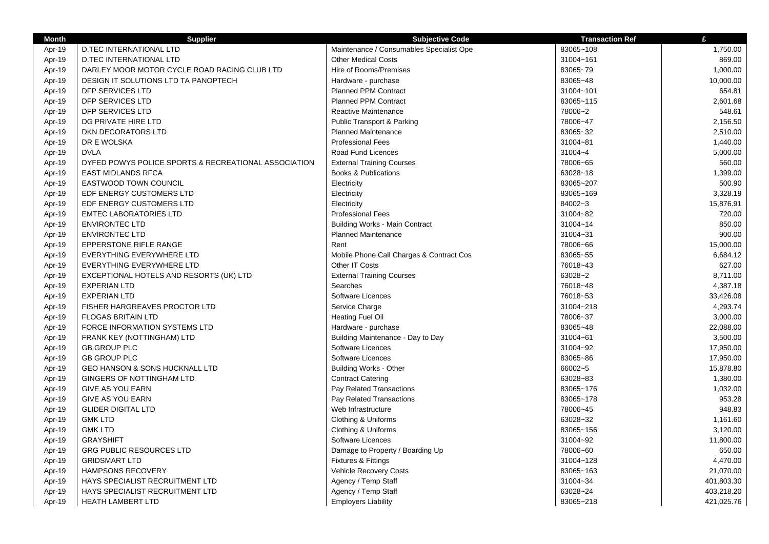| Month | Supplier | Subjective Code | Transaction Ref | £ |
| --- | --- | --- | --- | --- |
| Apr-19 | D.TEC INTERNATIONAL LTD | Maintenance / Consumables Specialist Ope | 83065~108 | 1,750.00 |
| Apr-19 | D.TEC INTERNATIONAL LTD | Other Medical Costs | 31004~161 | 869.00 |
| Apr-19 | DARLEY MOOR MOTOR CYCLE ROAD RACING CLUB LTD | Hire of Rooms/Premises | 83065~79 | 1,000.00 |
| Apr-19 | DESIGN IT SOLUTIONS LTD TA PANOPTECH | Hardware - purchase | 83065~48 | 10,000.00 |
| Apr-19 | DFP SERVICES LTD | Planned PPM Contract | 31004~101 | 654.81 |
| Apr-19 | DFP SERVICES LTD | Planned PPM Contract | 83065~115 | 2,601.68 |
| Apr-19 | DFP SERVICES LTD | Reactive Maintenance | 78006~2 | 548.61 |
| Apr-19 | DG PRIVATE HIRE LTD | Public Transport & Parking | 78006~47 | 2,156.50 |
| Apr-19 | DKN DECORATORS LTD | Planned Maintenance | 83065~32 | 2,510.00 |
| Apr-19 | DR E WOLSKA | Professional Fees | 31004~81 | 1,440.00 |
| Apr-19 | DVLA | Road Fund Licences | 31004~4 | 5,000.00 |
| Apr-19 | DYFED POWYS POLICE SPORTS & RECREATIONAL ASSOCIATION | External Training Courses | 78006~65 | 560.00 |
| Apr-19 | EAST MIDLANDS RFCA | Books & Publications | 63028~18 | 1,399.00 |
| Apr-19 | EASTWOOD TOWN COUNCIL | Electricity | 83065~207 | 500.90 |
| Apr-19 | EDF ENERGY CUSTOMERS LTD | Electricity | 83065~169 | 3,328.19 |
| Apr-19 | EDF ENERGY CUSTOMERS LTD | Electricity | 84002~3 | 15,876.91 |
| Apr-19 | EMTEC LABORATORIES LTD | Professional Fees | 31004~82 | 720.00 |
| Apr-19 | ENVIRONTEC LTD | Building Works - Main Contract | 31004~14 | 850.00 |
| Apr-19 | ENVIRONTEC LTD | Planned Maintenance | 31004~31 | 900.00 |
| Apr-19 | EPPERSTONE RIFLE RANGE | Rent | 78006~66 | 15,000.00 |
| Apr-19 | EVERYTHING EVERYWHERE LTD | Mobile Phone Call Charges & Contract Cos | 83065~55 | 6,684.12 |
| Apr-19 | EVERYTHING EVERYWHERE LTD | Other IT Costs | 76018~43 | 627.00 |
| Apr-19 | EXCEPTIONAL HOTELS AND RESORTS (UK) LTD | External Training Courses | 63028~2 | 8,711.00 |
| Apr-19 | EXPERIAN LTD | Searches | 76018~48 | 4,387.18 |
| Apr-19 | EXPERIAN LTD | Software Licences | 76018~53 | 33,426.08 |
| Apr-19 | FISHER HARGREAVES PROCTOR LTD | Service Charge | 31004~218 | 4,293.74 |
| Apr-19 | FLOGAS BRITAIN LTD | Heating Fuel Oil | 78006~37 | 3,000.00 |
| Apr-19 | FORCE INFORMATION SYSTEMS LTD | Hardware - purchase | 83065~48 | 22,088.00 |
| Apr-19 | FRANK KEY (NOTTINGHAM) LTD | Building Maintenance - Day to Day | 31004~61 | 3,500.00 |
| Apr-19 | GB GROUP PLC | Software Licences | 31004~92 | 17,950.00 |
| Apr-19 | GB GROUP PLC | Software Licences | 83065~86 | 17,950.00 |
| Apr-19 | GEO HANSON & SONS HUCKNALL LTD | Building Works - Other | 66002~5 | 15,878.80 |
| Apr-19 | GINGERS OF NOTTINGHAM LTD | Contract Catering | 63028~83 | 1,380.00 |
| Apr-19 | GIVE AS YOU EARN | Pay Related Transactions | 83065~176 | 1,032.00 |
| Apr-19 | GIVE AS YOU EARN | Pay Related Transactions | 83065~178 | 953.28 |
| Apr-19 | GLIDER DIGITAL LTD | Web Infrastructure | 78006~45 | 948.83 |
| Apr-19 | GMK LTD | Clothing & Uniforms | 63028~32 | 1,161.60 |
| Apr-19 | GMK LTD | Clothing & Uniforms | 83065~156 | 3,120.00 |
| Apr-19 | GRAYSHIFT | Software Licences | 31004~92 | 11,800.00 |
| Apr-19 | GRG PUBLIC RESOURCES LTD | Damage to Property / Boarding Up | 78006~60 | 650.00 |
| Apr-19 | GRIDSMART LTD | Fixtures & Fittings | 31004~128 | 4,470.00 |
| Apr-19 | HAMPSONS RECOVERY | Vehicle Recovery Costs | 83065~163 | 21,070.00 |
| Apr-19 | HAYS SPECIALIST RECRUITMENT LTD | Agency / Temp Staff | 31004~34 | 401,803.30 |
| Apr-19 | HAYS SPECIALIST RECRUITMENT LTD | Agency / Temp Staff | 63028~24 | 403,218.20 |
| Apr-19 | HEATH LAMBERT LTD | Employers Liability | 83065~218 | 421,025.76 |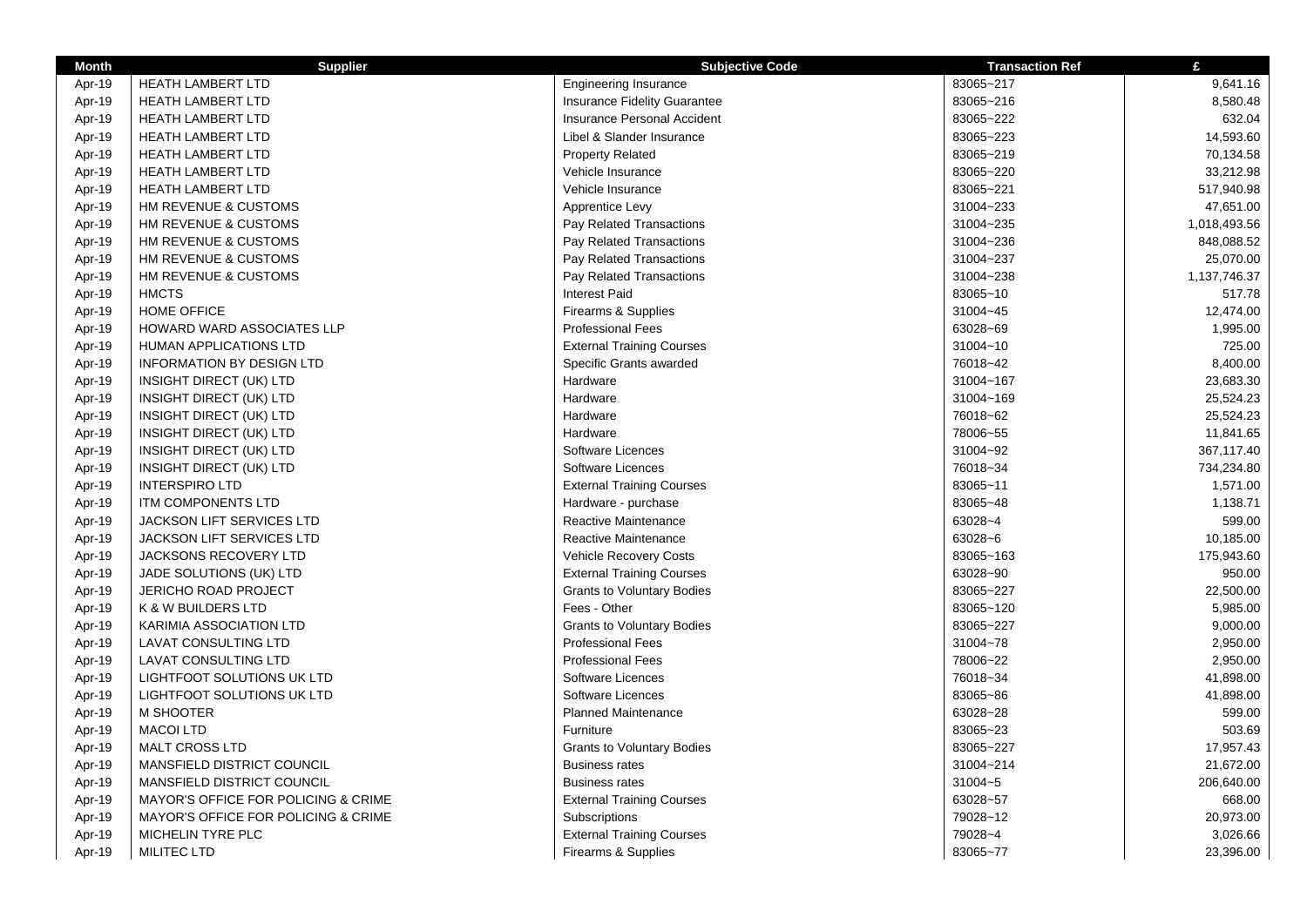| Month | Supplier | Subjective Code | Transaction Ref | £ |
|---|---|---|---|---|
| Apr-19 | HEATH LAMBERT LTD | Engineering Insurance | 83065~217 | 9,641.16 |
| Apr-19 | HEATH LAMBERT LTD | Insurance Fidelity Guarantee | 83065~216 | 8,580.48 |
| Apr-19 | HEATH LAMBERT LTD | Insurance Personal Accident | 83065~222 | 632.04 |
| Apr-19 | HEATH LAMBERT LTD | Libel & Slander Insurance | 83065~223 | 14,593.60 |
| Apr-19 | HEATH LAMBERT LTD | Property Related | 83065~219 | 70,134.58 |
| Apr-19 | HEATH LAMBERT LTD | Vehicle Insurance | 83065~220 | 33,212.98 |
| Apr-19 | HEATH LAMBERT LTD | Vehicle Insurance | 83065~221 | 517,940.98 |
| Apr-19 | HM REVENUE & CUSTOMS | Apprentice Levy | 31004~233 | 47,651.00 |
| Apr-19 | HM REVENUE & CUSTOMS | Pay Related Transactions | 31004~235 | 1,018,493.56 |
| Apr-19 | HM REVENUE & CUSTOMS | Pay Related Transactions | 31004~236 | 848,088.52 |
| Apr-19 | HM REVENUE & CUSTOMS | Pay Related Transactions | 31004~237 | 25,070.00 |
| Apr-19 | HM REVENUE & CUSTOMS | Pay Related Transactions | 31004~238 | 1,137,746.37 |
| Apr-19 | HMCTS | Interest Paid | 83065~10 | 517.78 |
| Apr-19 | HOME OFFICE | Firearms & Supplies | 31004~45 | 12,474.00 |
| Apr-19 | HOWARD WARD ASSOCIATES LLP | Professional Fees | 63028~69 | 1,995.00 |
| Apr-19 | HUMAN APPLICATIONS LTD | External Training Courses | 31004~10 | 725.00 |
| Apr-19 | INFORMATION BY DESIGN LTD | Specific Grants awarded | 76018~42 | 8,400.00 |
| Apr-19 | INSIGHT DIRECT (UK) LTD | Hardware | 31004~167 | 23,683.30 |
| Apr-19 | INSIGHT DIRECT (UK) LTD | Hardware | 31004~169 | 25,524.23 |
| Apr-19 | INSIGHT DIRECT (UK) LTD | Hardware | 76018~62 | 25,524.23 |
| Apr-19 | INSIGHT DIRECT (UK) LTD | Hardware | 78006~55 | 11,841.65 |
| Apr-19 | INSIGHT DIRECT (UK) LTD | Software Licences | 31004~92 | 367,117.40 |
| Apr-19 | INSIGHT DIRECT (UK) LTD | Software Licences | 76018~34 | 734,234.80 |
| Apr-19 | INTERSPIRO LTD | External Training Courses | 83065~11 | 1,571.00 |
| Apr-19 | ITM COMPONENTS LTD | Hardware - purchase | 83065~48 | 1,138.71 |
| Apr-19 | JACKSON LIFT SERVICES LTD | Reactive Maintenance | 63028~4 | 599.00 |
| Apr-19 | JACKSON LIFT SERVICES LTD | Reactive Maintenance | 63028~6 | 10,185.00 |
| Apr-19 | JACKSONS RECOVERY LTD | Vehicle Recovery Costs | 83065~163 | 175,943.60 |
| Apr-19 | JADE SOLUTIONS (UK) LTD | External Training Courses | 63028~90 | 950.00 |
| Apr-19 | JERICHO ROAD PROJECT | Grants to Voluntary Bodies | 83065~227 | 22,500.00 |
| Apr-19 | K & W BUILDERS LTD | Fees - Other | 83065~120 | 5,985.00 |
| Apr-19 | KARIMIA ASSOCIATION LTD | Grants to Voluntary Bodies | 83065~227 | 9,000.00 |
| Apr-19 | LAVAT CONSULTING LTD | Professional Fees | 31004~78 | 2,950.00 |
| Apr-19 | LAVAT CONSULTING LTD | Professional Fees | 78006~22 | 2,950.00 |
| Apr-19 | LIGHTFOOT SOLUTIONS UK LTD | Software Licences | 76018~34 | 41,898.00 |
| Apr-19 | LIGHTFOOT SOLUTIONS UK LTD | Software Licences | 83065~86 | 41,898.00 |
| Apr-19 | M SHOOTER | Planned Maintenance | 63028~28 | 599.00 |
| Apr-19 | MACOI LTD | Furniture | 83065~23 | 503.69 |
| Apr-19 | MALT CROSS LTD | Grants to Voluntary Bodies | 83065~227 | 17,957.43 |
| Apr-19 | MANSFIELD DISTRICT COUNCIL | Business rates | 31004~214 | 21,672.00 |
| Apr-19 | MANSFIELD DISTRICT COUNCIL | Business rates | 31004~5 | 206,640.00 |
| Apr-19 | MAYOR'S OFFICE FOR POLICING & CRIME | External Training Courses | 63028~57 | 668.00 |
| Apr-19 | MAYOR'S OFFICE FOR POLICING & CRIME | Subscriptions | 79028~12 | 20,973.00 |
| Apr-19 | MICHELIN TYRE PLC | External Training Courses | 79028~4 | 3,026.66 |
| Apr-19 | MILITEC LTD | Firearms & Supplies | 83065~77 | 23,396.00 |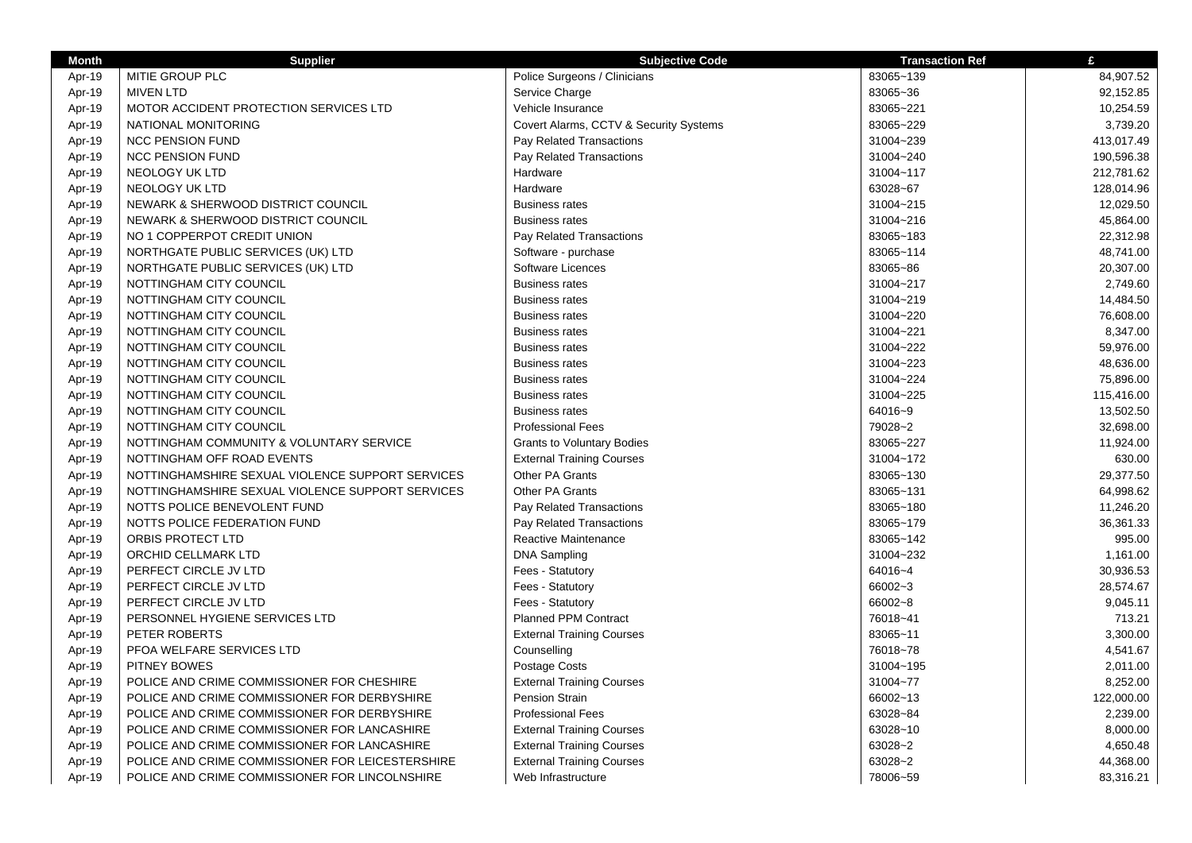| Month | Supplier | Subjective Code | Transaction Ref | £ |
| --- | --- | --- | --- | --- |
| Apr-19 | MITIE GROUP PLC | Police Surgeons / Clinicians | 83065~139 | 84,907.52 |
| Apr-19 | MIVEN LTD | Service Charge | 83065~36 | 92,152.85 |
| Apr-19 | MOTOR ACCIDENT PROTECTION SERVICES LTD | Vehicle Insurance | 83065~221 | 10,254.59 |
| Apr-19 | NATIONAL MONITORING | Covert Alarms, CCTV & Security Systems | 83065~229 | 3,739.20 |
| Apr-19 | NCC PENSION FUND | Pay Related Transactions | 31004~239 | 413,017.49 |
| Apr-19 | NCC PENSION FUND | Pay Related Transactions | 31004~240 | 190,596.38 |
| Apr-19 | NEOLOGY UK LTD | Hardware | 31004~117 | 212,781.62 |
| Apr-19 | NEOLOGY UK LTD | Hardware | 63028~67 | 128,014.96 |
| Apr-19 | NEWARK & SHERWOOD DISTRICT COUNCIL | Business rates | 31004~215 | 12,029.50 |
| Apr-19 | NEWARK & SHERWOOD DISTRICT COUNCIL | Business rates | 31004~216 | 45,864.00 |
| Apr-19 | NO 1 COPPERPOT CREDIT UNION | Pay Related Transactions | 83065~183 | 22,312.98 |
| Apr-19 | NORTHGATE PUBLIC SERVICES (UK) LTD | Software - purchase | 83065~114 | 48,741.00 |
| Apr-19 | NORTHGATE PUBLIC SERVICES (UK) LTD | Software Licences | 83065~86 | 20,307.00 |
| Apr-19 | NOTTINGHAM CITY COUNCIL | Business rates | 31004~217 | 2,749.60 |
| Apr-19 | NOTTINGHAM CITY COUNCIL | Business rates | 31004~219 | 14,484.50 |
| Apr-19 | NOTTINGHAM CITY COUNCIL | Business rates | 31004~220 | 76,608.00 |
| Apr-19 | NOTTINGHAM CITY COUNCIL | Business rates | 31004~221 | 8,347.00 |
| Apr-19 | NOTTINGHAM CITY COUNCIL | Business rates | 31004~222 | 59,976.00 |
| Apr-19 | NOTTINGHAM CITY COUNCIL | Business rates | 31004~223 | 48,636.00 |
| Apr-19 | NOTTINGHAM CITY COUNCIL | Business rates | 31004~224 | 75,896.00 |
| Apr-19 | NOTTINGHAM CITY COUNCIL | Business rates | 31004~225 | 115,416.00 |
| Apr-19 | NOTTINGHAM CITY COUNCIL | Business rates | 64016~9 | 13,502.50 |
| Apr-19 | NOTTINGHAM CITY COUNCIL | Professional Fees | 79028~2 | 32,698.00 |
| Apr-19 | NOTTINGHAM COMMUNITY & VOLUNTARY SERVICE | Grants to Voluntary Bodies | 83065~227 | 11,924.00 |
| Apr-19 | NOTTINGHAM OFF ROAD EVENTS | External Training Courses | 31004~172 | 630.00 |
| Apr-19 | NOTTINGHAMSHIRE SEXUAL VIOLENCE SUPPORT SERVICES | Other PA Grants | 83065~130 | 29,377.50 |
| Apr-19 | NOTTINGHAMSHIRE SEXUAL VIOLENCE SUPPORT SERVICES | Other PA Grants | 83065~131 | 64,998.62 |
| Apr-19 | NOTTS POLICE BENEVOLENT FUND | Pay Related Transactions | 83065~180 | 11,246.20 |
| Apr-19 | NOTTS POLICE FEDERATION FUND | Pay Related Transactions | 83065~179 | 36,361.33 |
| Apr-19 | ORBIS PROTECT LTD | Reactive Maintenance | 83065~142 | 995.00 |
| Apr-19 | ORCHID CELLMARK LTD | DNA Sampling | 31004~232 | 1,161.00 |
| Apr-19 | PERFECT CIRCLE JV LTD | Fees - Statutory | 64016~4 | 30,936.53 |
| Apr-19 | PERFECT CIRCLE JV LTD | Fees - Statutory | 66002~3 | 28,574.67 |
| Apr-19 | PERFECT CIRCLE JV LTD | Fees - Statutory | 66002~8 | 9,045.11 |
| Apr-19 | PERSONNEL HYGIENE SERVICES LTD | Planned PPM Contract | 76018~41 | 713.21 |
| Apr-19 | PETER ROBERTS | External Training Courses | 83065~11 | 3,300.00 |
| Apr-19 | PFOA WELFARE SERVICES LTD | Counselling | 76018~78 | 4,541.67 |
| Apr-19 | PITNEY BOWES | Postage Costs | 31004~195 | 2,011.00 |
| Apr-19 | POLICE AND CRIME COMMISSIONER FOR CHESHIRE | External Training Courses | 31004~77 | 8,252.00 |
| Apr-19 | POLICE AND CRIME COMMISSIONER FOR DERBYSHIRE | Pension Strain | 66002~13 | 122,000.00 |
| Apr-19 | POLICE AND CRIME COMMISSIONER FOR DERBYSHIRE | Professional Fees | 63028~84 | 2,239.00 |
| Apr-19 | POLICE AND CRIME COMMISSIONER FOR LANCASHIRE | External Training Courses | 63028~10 | 8,000.00 |
| Apr-19 | POLICE AND CRIME COMMISSIONER FOR LANCASHIRE | External Training Courses | 63028~2 | 4,650.48 |
| Apr-19 | POLICE AND CRIME COMMISSIONER FOR LEICESTERSHIRE | External Training Courses | 63028~2 | 44,368.00 |
| Apr-19 | POLICE AND CRIME COMMISSIONER FOR LINCOLNSHIRE | Web Infrastructure | 78006~59 | 83,316.21 |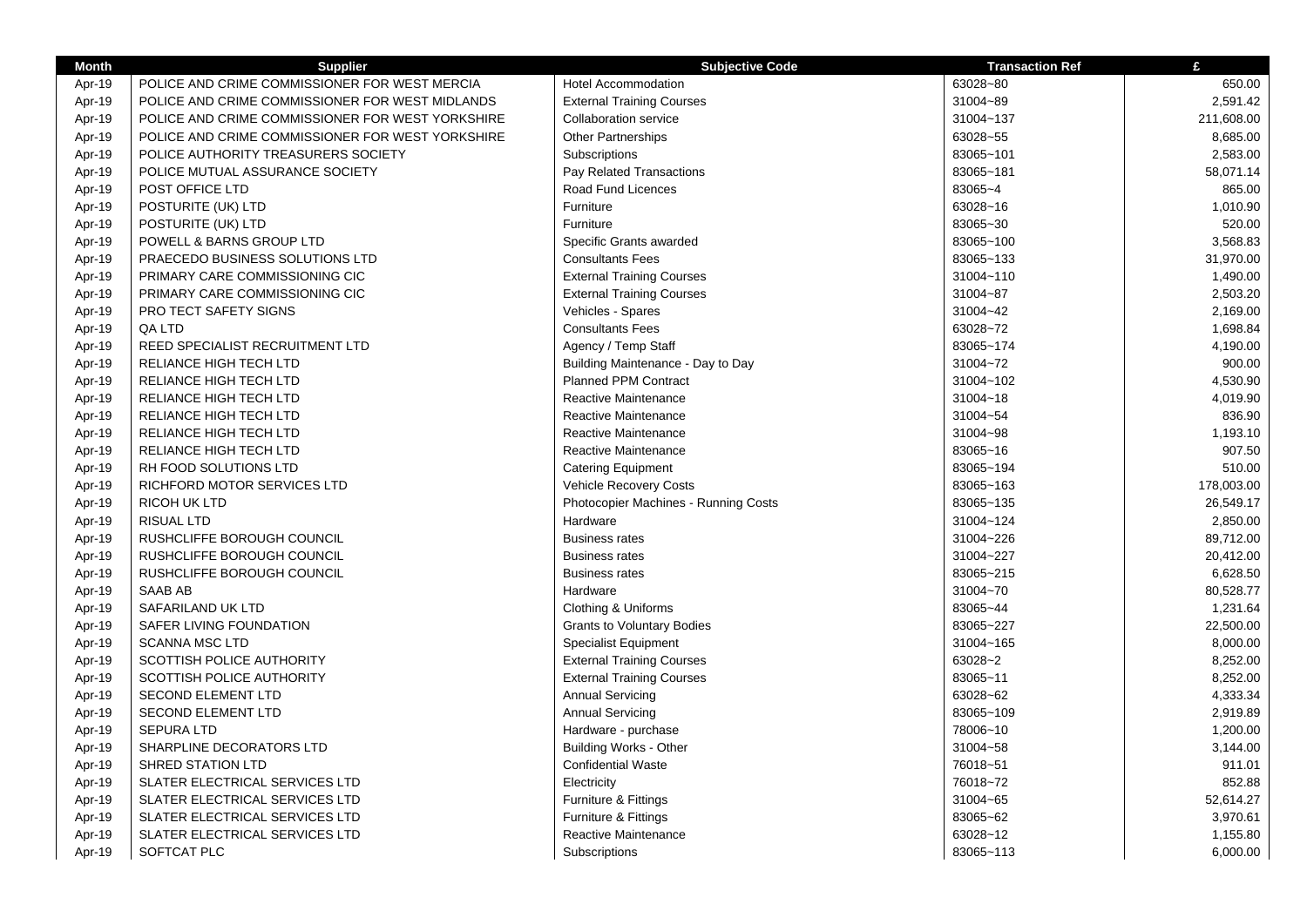| Month | Supplier | Subjective Code | Transaction Ref | £ |
|---|---|---|---|---|
| Apr-19 | POLICE AND CRIME COMMISSIONER FOR WEST MERCIA | Hotel Accommodation | 63028~80 | 650.00 |
| Apr-19 | POLICE AND CRIME COMMISSIONER FOR WEST MIDLANDS | External Training Courses | 31004~89 | 2,591.42 |
| Apr-19 | POLICE AND CRIME COMMISSIONER FOR WEST YORKSHIRE | Collaboration service | 31004~137 | 211,608.00 |
| Apr-19 | POLICE AND CRIME COMMISSIONER FOR WEST YORKSHIRE | Other Partnerships | 63028~55 | 8,685.00 |
| Apr-19 | POLICE AUTHORITY TREASURERS SOCIETY | Subscriptions | 83065~101 | 2,583.00 |
| Apr-19 | POLICE MUTUAL ASSURANCE SOCIETY | Pay Related Transactions | 83065~181 | 58,071.14 |
| Apr-19 | POST OFFICE LTD | Road Fund Licences | 83065~4 | 865.00 |
| Apr-19 | POSTURITE (UK) LTD | Furniture | 63028~16 | 1,010.90 |
| Apr-19 | POSTURITE (UK) LTD | Furniture | 83065~30 | 520.00 |
| Apr-19 | POWELL & BARNS GROUP LTD | Specific Grants awarded | 83065~100 | 3,568.83 |
| Apr-19 | PRAECEDO BUSINESS SOLUTIONS LTD | Consultants Fees | 83065~133 | 31,970.00 |
| Apr-19 | PRIMARY CARE COMMISSIONING CIC | External Training Courses | 31004~110 | 1,490.00 |
| Apr-19 | PRIMARY CARE COMMISSIONING CIC | External Training Courses | 31004~87 | 2,503.20 |
| Apr-19 | PRO TECT SAFETY SIGNS | Vehicles - Spares | 31004~42 | 2,169.00 |
| Apr-19 | QA LTD | Consultants Fees | 63028~72 | 1,698.84 |
| Apr-19 | REED SPECIALIST RECRUITMENT LTD | Agency / Temp Staff | 83065~174 | 4,190.00 |
| Apr-19 | RELIANCE HIGH TECH LTD | Building Maintenance - Day to Day | 31004~72 | 900.00 |
| Apr-19 | RELIANCE HIGH TECH LTD | Planned PPM Contract | 31004~102 | 4,530.90 |
| Apr-19 | RELIANCE HIGH TECH LTD | Reactive Maintenance | 31004~18 | 4,019.90 |
| Apr-19 | RELIANCE HIGH TECH LTD | Reactive Maintenance | 31004~54 | 836.90 |
| Apr-19 | RELIANCE HIGH TECH LTD | Reactive Maintenance | 31004~98 | 1,193.10 |
| Apr-19 | RELIANCE HIGH TECH LTD | Reactive Maintenance | 83065~16 | 907.50 |
| Apr-19 | RH FOOD SOLUTIONS LTD | Catering Equipment | 83065~194 | 510.00 |
| Apr-19 | RICHFORD MOTOR SERVICES LTD | Vehicle Recovery Costs | 83065~163 | 178,003.00 |
| Apr-19 | RICOH UK LTD | Photocopier Machines - Running Costs | 83065~135 | 26,549.17 |
| Apr-19 | RISUAL LTD | Hardware | 31004~124 | 2,850.00 |
| Apr-19 | RUSHCLIFFE BOROUGH COUNCIL | Business rates | 31004~226 | 89,712.00 |
| Apr-19 | RUSHCLIFFE BOROUGH COUNCIL | Business rates | 31004~227 | 20,412.00 |
| Apr-19 | RUSHCLIFFE BOROUGH COUNCIL | Business rates | 83065~215 | 6,628.50 |
| Apr-19 | SAAB AB | Hardware | 31004~70 | 80,528.77 |
| Apr-19 | SAFARILAND UK LTD | Clothing & Uniforms | 83065~44 | 1,231.64 |
| Apr-19 | SAFER LIVING FOUNDATION | Grants to Voluntary Bodies | 83065~227 | 22,500.00 |
| Apr-19 | SCANNA MSC LTD | Specialist Equipment | 31004~165 | 8,000.00 |
| Apr-19 | SCOTTISH POLICE AUTHORITY | External Training Courses | 63028~2 | 8,252.00 |
| Apr-19 | SCOTTISH POLICE AUTHORITY | External Training Courses | 83065~11 | 8,252.00 |
| Apr-19 | SECOND ELEMENT LTD | Annual Servicing | 63028~62 | 4,333.34 |
| Apr-19 | SECOND ELEMENT LTD | Annual Servicing | 83065~109 | 2,919.89 |
| Apr-19 | SEPURA LTD | Hardware - purchase | 78006~10 | 1,200.00 |
| Apr-19 | SHARPLINE DECORATORS LTD | Building Works - Other | 31004~58 | 3,144.00 |
| Apr-19 | SHRED STATION LTD | Confidential Waste | 76018~51 | 911.01 |
| Apr-19 | SLATER ELECTRICAL SERVICES LTD | Electricity | 76018~72 | 852.88 |
| Apr-19 | SLATER ELECTRICAL SERVICES LTD | Furniture & Fittings | 31004~65 | 52,614.27 |
| Apr-19 | SLATER ELECTRICAL SERVICES LTD | Furniture & Fittings | 83065~62 | 3,970.61 |
| Apr-19 | SLATER ELECTRICAL SERVICES LTD | Reactive Maintenance | 63028~12 | 1,155.80 |
| Apr-19 | SOFTCAT PLC | Subscriptions | 83065~113 | 6,000.00 |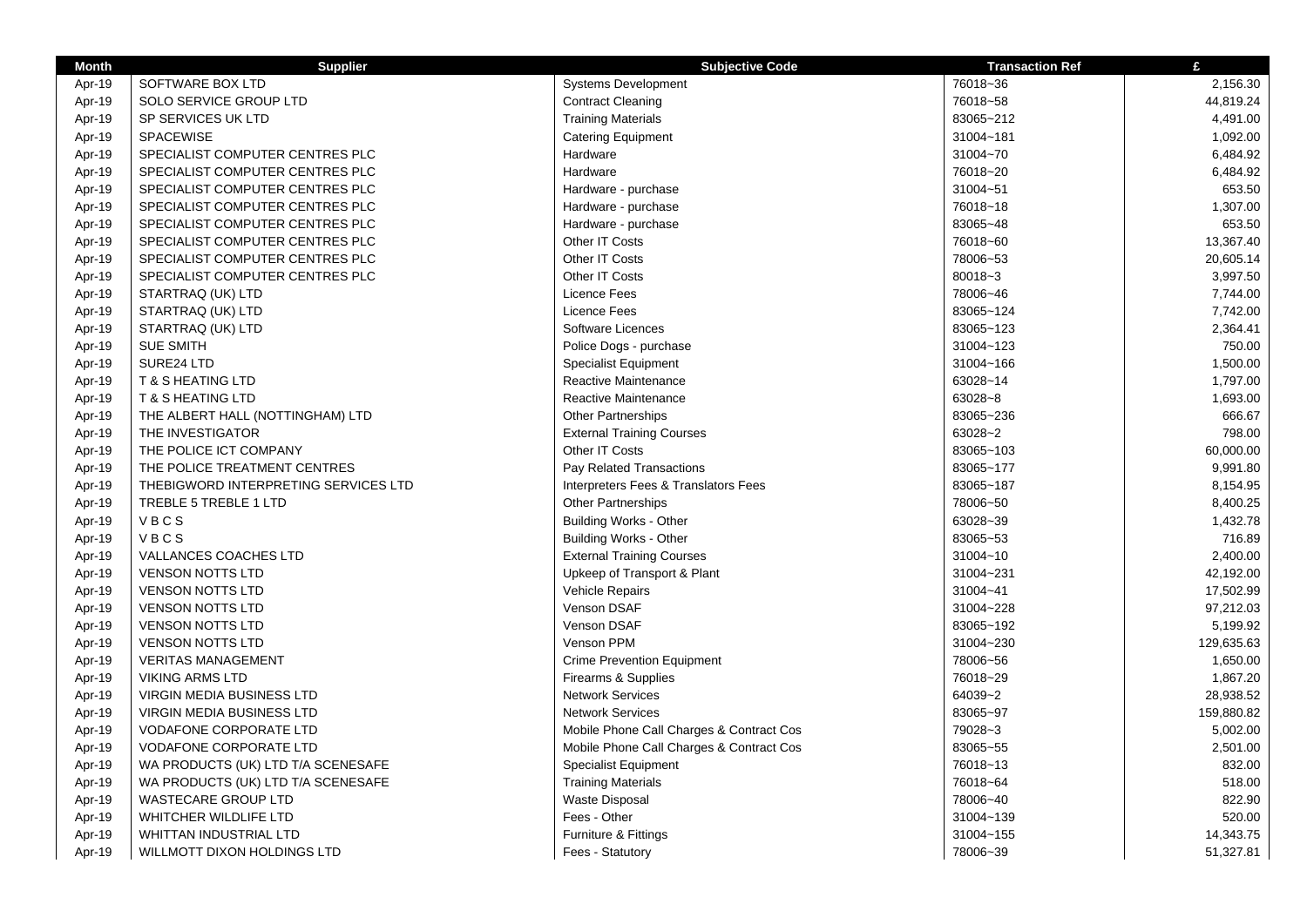| Month | Supplier | Subjective Code | Transaction Ref | £ |
|---|---|---|---|---|
| Apr-19 | SOFTWARE BOX LTD | Systems Development | 76018~36 | 2,156.30 |
| Apr-19 | SOLO SERVICE GROUP LTD | Contract Cleaning | 76018~58 | 44,819.24 |
| Apr-19 | SP SERVICES UK LTD | Training Materials | 83065~212 | 4,491.00 |
| Apr-19 | SPACEWISE | Catering Equipment | 31004~181 | 1,092.00 |
| Apr-19 | SPECIALIST COMPUTER CENTRES PLC | Hardware | 31004~70 | 6,484.92 |
| Apr-19 | SPECIALIST COMPUTER CENTRES PLC | Hardware | 76018~20 | 6,484.92 |
| Apr-19 | SPECIALIST COMPUTER CENTRES PLC | Hardware - purchase | 31004~51 | 653.50 |
| Apr-19 | SPECIALIST COMPUTER CENTRES PLC | Hardware - purchase | 76018~18 | 1,307.00 |
| Apr-19 | SPECIALIST COMPUTER CENTRES PLC | Hardware - purchase | 83065~48 | 653.50 |
| Apr-19 | SPECIALIST COMPUTER CENTRES PLC | Other IT Costs | 76018~60 | 13,367.40 |
| Apr-19 | SPECIALIST COMPUTER CENTRES PLC | Other IT Costs | 78006~53 | 20,605.14 |
| Apr-19 | SPECIALIST COMPUTER CENTRES PLC | Other IT Costs | 80018~3 | 3,997.50 |
| Apr-19 | STARTRAQ (UK) LTD | Licence Fees | 78006~46 | 7,744.00 |
| Apr-19 | STARTRAQ (UK) LTD | Licence Fees | 83065~124 | 7,742.00 |
| Apr-19 | STARTRAQ (UK) LTD | Software Licences | 83065~123 | 2,364.41 |
| Apr-19 | SUE SMITH | Police Dogs - purchase | 31004~123 | 750.00 |
| Apr-19 | SURE24 LTD | Specialist Equipment | 31004~166 | 1,500.00 |
| Apr-19 | T & S HEATING LTD | Reactive Maintenance | 63028~14 | 1,797.00 |
| Apr-19 | T & S HEATING LTD | Reactive Maintenance | 63028~8 | 1,693.00 |
| Apr-19 | THE ALBERT HALL (NOTTINGHAM) LTD | Other Partnerships | 83065~236 | 666.67 |
| Apr-19 | THE INVESTIGATOR | External Training Courses | 63028~2 | 798.00 |
| Apr-19 | THE POLICE ICT COMPANY | Other IT Costs | 83065~103 | 60,000.00 |
| Apr-19 | THE POLICE TREATMENT CENTRES | Pay Related Transactions | 83065~177 | 9,991.80 |
| Apr-19 | THEBIGWORD INTERPRETING SERVICES LTD | Interpreters Fees & Translators Fees | 83065~187 | 8,154.95 |
| Apr-19 | TREBLE 5 TREBLE 1 LTD | Other Partnerships | 78006~50 | 8,400.25 |
| Apr-19 | V B C S | Building Works - Other | 63028~39 | 1,432.78 |
| Apr-19 | V B C S | Building Works - Other | 83065~53 | 716.89 |
| Apr-19 | VALLANCES COACHES LTD | External Training Courses | 31004~10 | 2,400.00 |
| Apr-19 | VENSON NOTTS LTD | Upkeep of Transport & Plant | 31004~231 | 42,192.00 |
| Apr-19 | VENSON NOTTS LTD | Vehicle Repairs | 31004~41 | 17,502.99 |
| Apr-19 | VENSON NOTTS LTD | Venson DSAF | 31004~228 | 97,212.03 |
| Apr-19 | VENSON NOTTS LTD | Venson DSAF | 83065~192 | 5,199.92 |
| Apr-19 | VENSON NOTTS LTD | Venson PPM | 31004~230 | 129,635.63 |
| Apr-19 | VERITAS MANAGEMENT | Crime Prevention Equipment | 78006~56 | 1,650.00 |
| Apr-19 | VIKING ARMS LTD | Firearms & Supplies | 76018~29 | 1,867.20 |
| Apr-19 | VIRGIN MEDIA BUSINESS LTD | Network Services | 64039~2 | 28,938.52 |
| Apr-19 | VIRGIN MEDIA BUSINESS LTD | Network Services | 83065~97 | 159,880.82 |
| Apr-19 | VODAFONE CORPORATE LTD | Mobile Phone Call Charges & Contract Cos | 79028~3 | 5,002.00 |
| Apr-19 | VODAFONE CORPORATE LTD | Mobile Phone Call Charges & Contract Cos | 83065~55 | 2,501.00 |
| Apr-19 | WA PRODUCTS (UK) LTD T/A SCENESAFE | Specialist Equipment | 76018~13 | 832.00 |
| Apr-19 | WA PRODUCTS (UK) LTD T/A SCENESAFE | Training Materials | 76018~64 | 518.00 |
| Apr-19 | WASTECARE GROUP LTD | Waste Disposal | 78006~40 | 822.90 |
| Apr-19 | WHITCHER WILDLIFE LTD | Fees - Other | 31004~139 | 520.00 |
| Apr-19 | WHITTAN INDUSTRIAL LTD | Furniture & Fittings | 31004~155 | 14,343.75 |
| Apr-19 | WILLMOTT DIXON HOLDINGS LTD | Fees - Statutory | 78006~39 | 51,327.81 |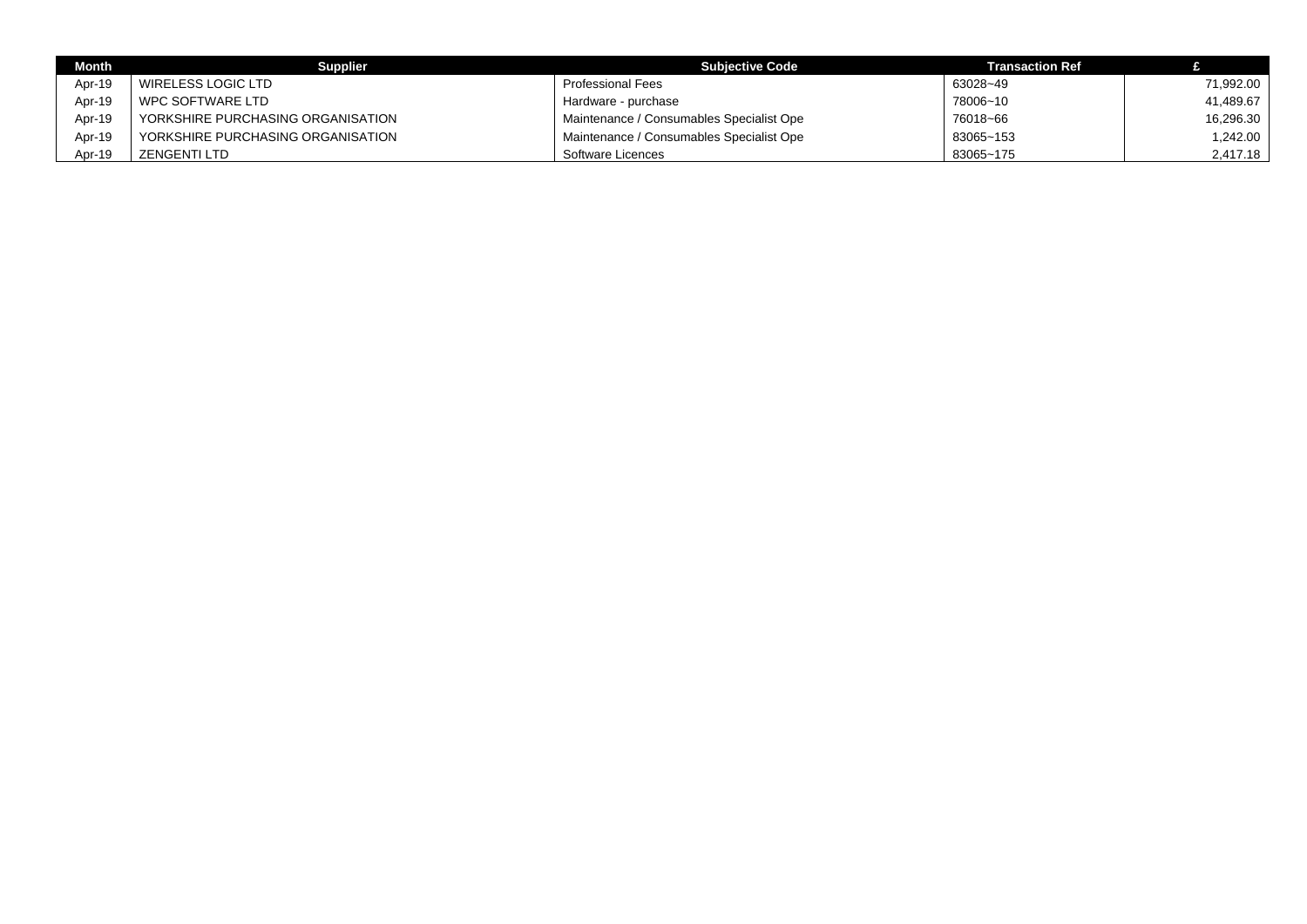| Month | Supplier | Subjective Code | Transaction Ref | £ |
|---|---|---|---|---|
| Apr-19 | WIRELESS LOGIC LTD | Professional Fees | 63028~49 | 71,992.00 |
| Apr-19 | WPC SOFTWARE LTD | Hardware - purchase | 78006~10 | 41,489.67 |
| Apr-19 | YORKSHIRE PURCHASING ORGANISATION | Maintenance / Consumables Specialist Ope | 76018~66 | 16,296.30 |
| Apr-19 | YORKSHIRE PURCHASING ORGANISATION | Maintenance / Consumables Specialist Ope | 83065~153 | 1,242.00 |
| Apr-19 | ZENGENTI LTD | Software Licences | 83065~175 | 2,417.18 |